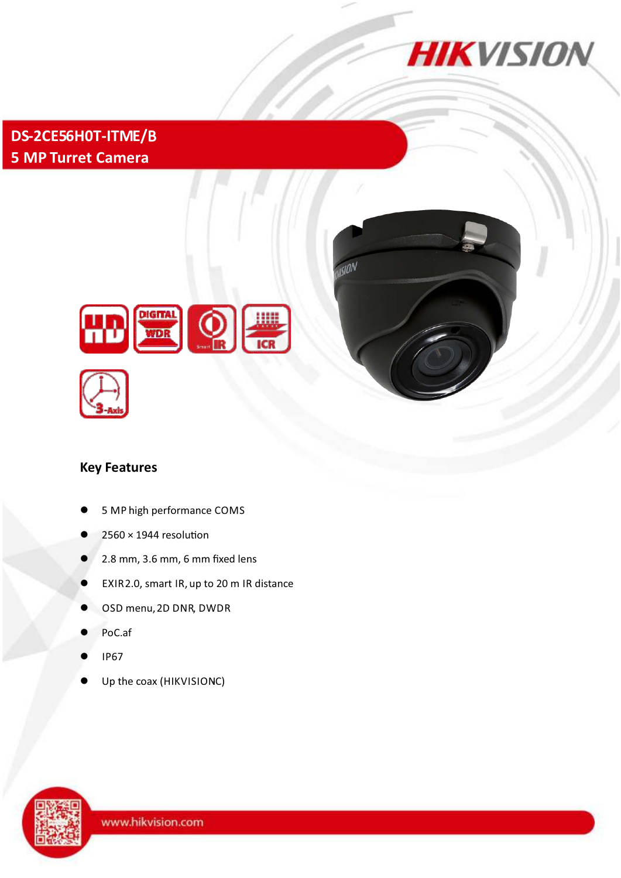# DS-2CE56H0T-ITME/B

## 5 MP Turret Camera

### Key Features

- 5 MP high performance COMS
- 2560 × 1944 resolution
- 2.8 mm, 3.6 mm, 6 mm fixed lens
- EXIR2.0, smart IR, up to 20 m IR distance
- OSD menu, 2D DNR, DWDR
- PoC.af
- IP67
- Up the coax (HIKVISIONC)

www.hikvision.com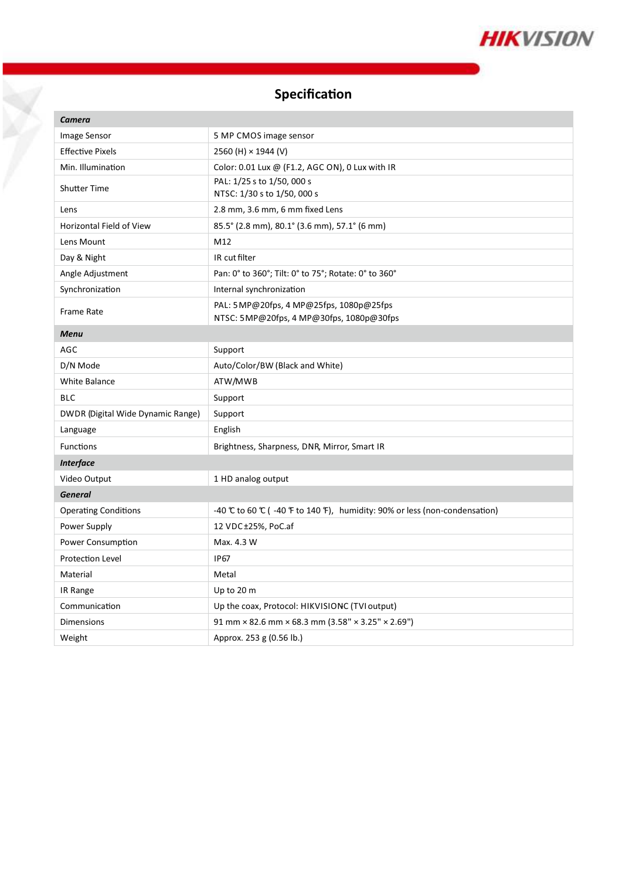# Specification

| **Camera** | |
|---|---|
| Image Sensor | 5 MP CMOS image sensor |
| Effective Pixels | 2560 (H) × 1944 (V) |
| Min. Illumination | Color: 0.01 Lux @ (F1.2, AGC ON), 0 Lux with IR |
| Shutter Time | PAL: 1/25 s to 1/50, 000 s<br>NTSC: 1/30 s to 1/50, 000 s |
| Lens | 2.8 mm, 3.6 mm, 6 mm fixed Lens |
| Horizontal Field of View | 85.5° (2.8 mm), 80.1° (3.6 mm), 57.1° (6 mm) |
| Lens Mount | M12 |
| Day & Night | IR cut filter |
| Angle Adjustment | Pan: 0° to 360°; Tilt: 0° to 75°; Rotate: 0° to 360° |
| Synchronization | Internal synchronization |
| Frame Rate | PAL: 5MP@20fps, 4 MP@25fps, 1080p@25fps<br>NTSC: 5MP@20fps, 4 MP@30fps, 1080p@30fps |
| **Menu** | |
| AGC | Support |
| D/N Mode | Auto/Color/BW (Black and White) |
| White Balance | ATW/MWB |
| BLC | Support |
| DWDR (Digital Wide Dynamic Range) | Support |
| Language | English |
| Functions | Brightness, Sharpness, DNR, Mirror, Smart IR |
| **Interface** | |
| Video Output | 1 HD analog output |
| **General** | |
| Operating Conditions | -40 ℃ to 60 ℃ ( -40 ℉ to 140 ℉), humidity: 90% or less (non-condensation) |
| Power Supply | 12 VDC±25%, PoC.af |
| Power Consumption | Max. 4.3 W |
| Protection Level | IP67 |
| Material | Metal |
| IR Range | Up to 20 m |
| Communication | Up the coax, Protocol: HIKVISIONC (TVI output) |
| Dimensions | 91 mm × 82.6 mm × 68.3 mm (3.58" × 3.25" × 2.69") |
| Weight | Approx. 253 g (0.56 lb.) |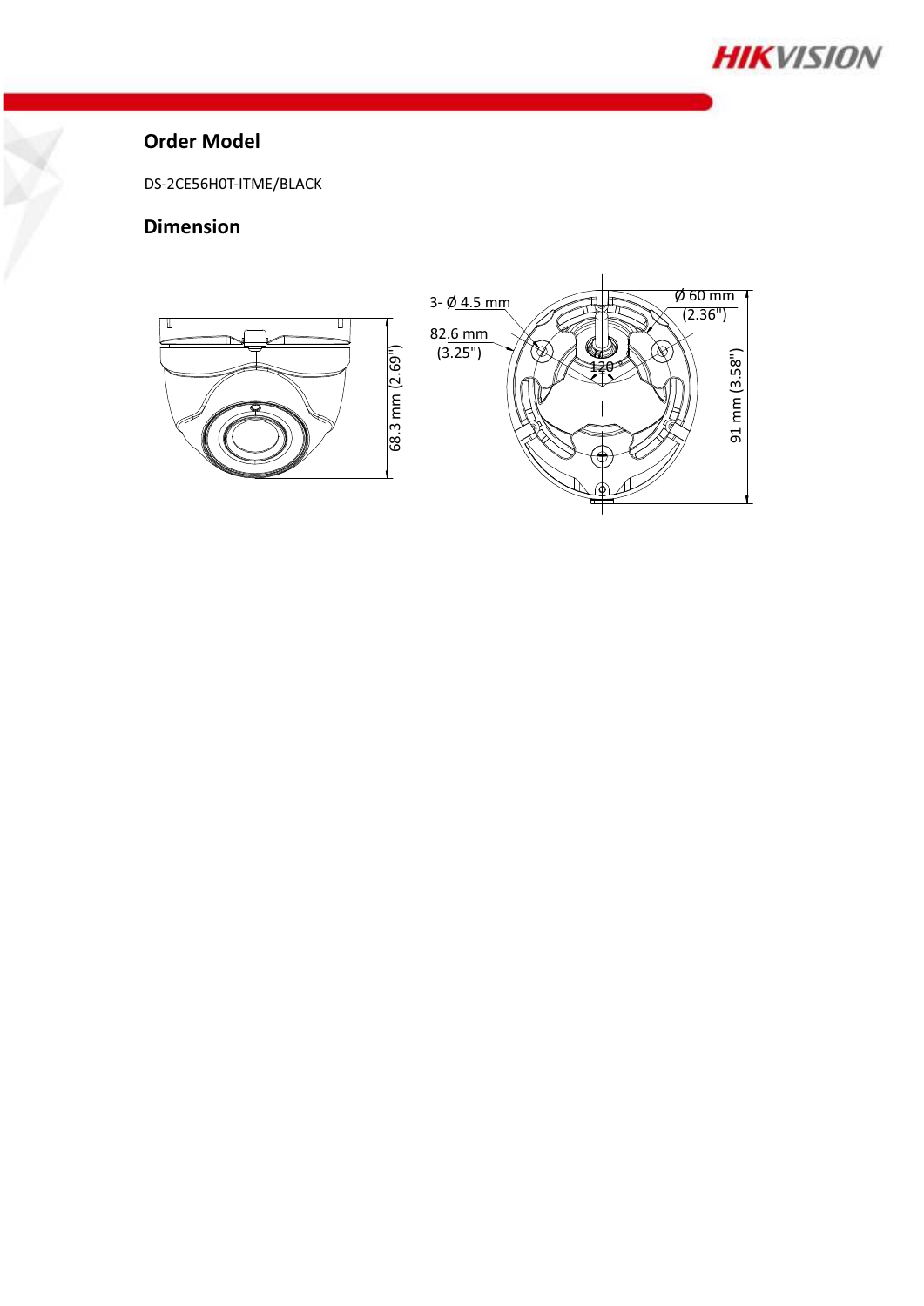## Order Model

DS-2CE56H0T-ITME/BLACK

## Dimension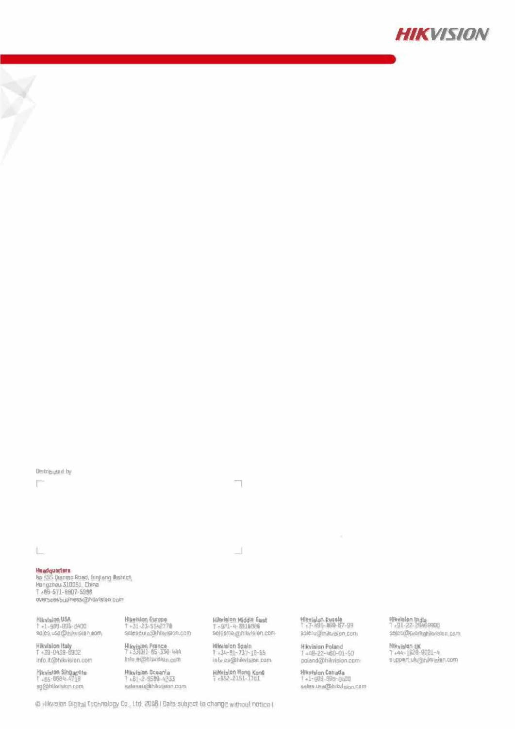Distributed by

**Headquarters**
No.555 Qianmo Road, Binjiang District,
Hangzhou 310051, China
T +86-571-8807-5998
overseasbusiness@hikvision.com

**Hikvision USA**
T +1-909-895-0400
sales.usa@hikvision.com

**Hikvision Europe**
T +31-23-5542770
saleseuro@hikvision.com

**Hikvision Middle East**
T +971-4-8816086
salesme@hikvision.com

**Hikvision Russia**
T +7-495-669-67-99
saleru@hikvision.com

**Hikvision India**
T +91-22-28469900
sales@pramahikvision.com

**Hikvision Italy**
T +39-0438-6902
info.it@hikvision.com

**Hikvision France**
T +33(0)1-85-330-444
info.fr@hikvision.com

**Hikvision Spain**
T +34-91-737-16-55
info.es@hikvision.com

**Hikvision Poland**
T +48-22-460-01-50
poland@hikvision.com

**Hikvision UK**
T +44-1628-9021-4
support.uk@hikvision.com

**Hikvision Singapore**
T +65-6684-4718
sg@hikvision.com

**Hikvision Oceania**
T +61-2-9599-4233
salesau@hikvision.com

**Hikvision Hong Kong**
T +852-2151-1761

**Hikvision Canada**
T +1-909-895-0400
sales.usa@hikvision.com

© Hikvision Digital Technology Co., Ltd. 2018 | Data subject to change without notice |